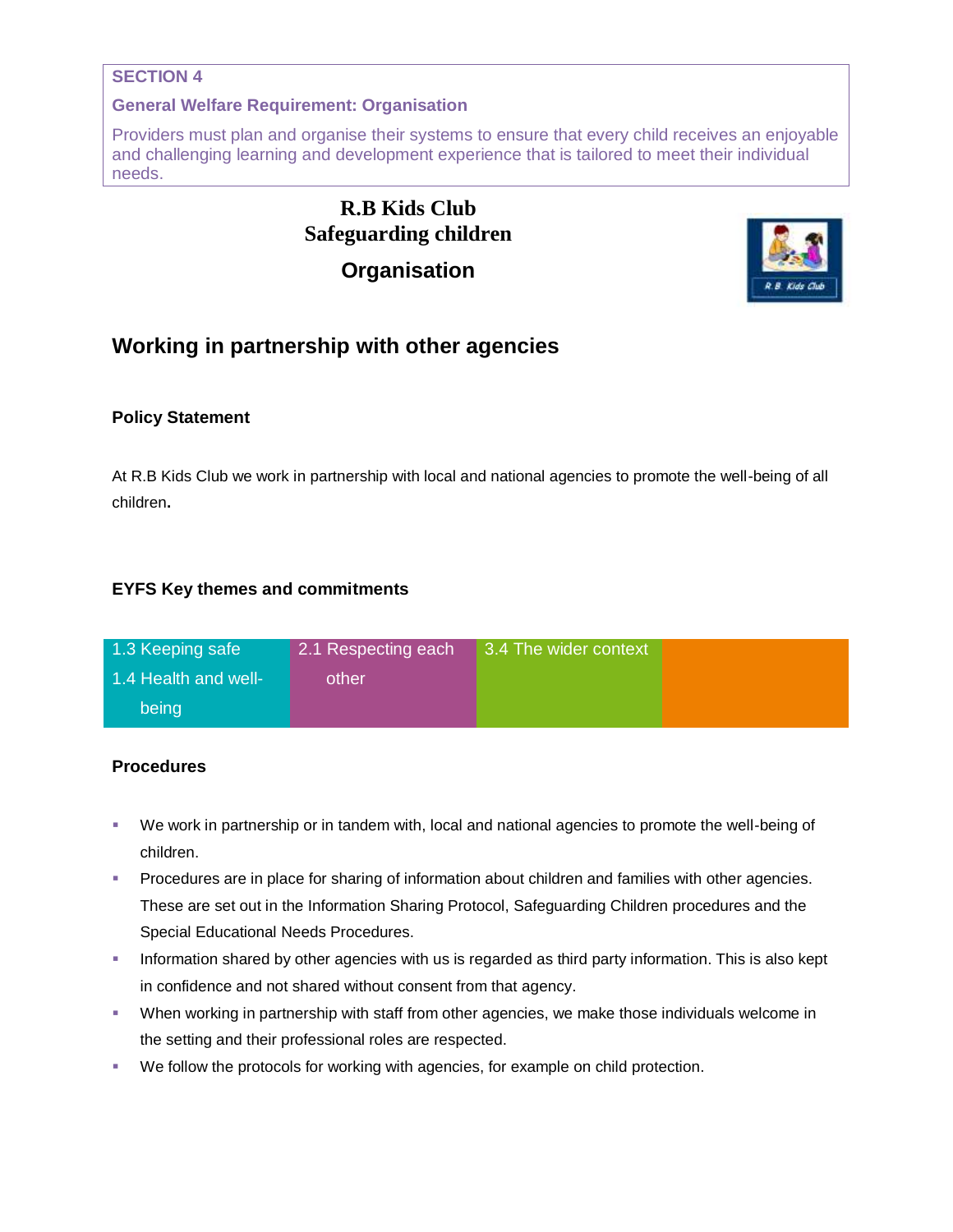**SECTION 4**

**General Welfare Requirement: Organisation**

Providers must plan and organise their systems to ensure that every child receives an enjoyable and challenging learning and development experience that is tailored to meet their individual needs.

# R.B Kids Club
# Safeguarding children
## Organisation

## Working in partnership with other agencies

### Policy Statement

At R.B Kids Club we work in partnership with local and national agencies to promote the well-being of all children.

### EYFS Key themes and commitments

| 1.3 Keeping safe<br>1.4 Health and well-being | 2.1 Respecting each other | 3.4 The wider context | |
|---|---|---|---|

### Procedures

- We work in partnership or in tandem with, local and national agencies to promote the well-being of children.
- Procedures are in place for sharing of information about children and families with other agencies. These are set out in the Information Sharing Protocol, Safeguarding Children procedures and the Special Educational Needs Procedures.
- Information shared by other agencies with us is regarded as third party information. This is also kept in confidence and not shared without consent from that agency.
- When working in partnership with staff from other agencies, we make those individuals welcome in the setting and their professional roles are respected.
- We follow the protocols for working with agencies, for example on child protection.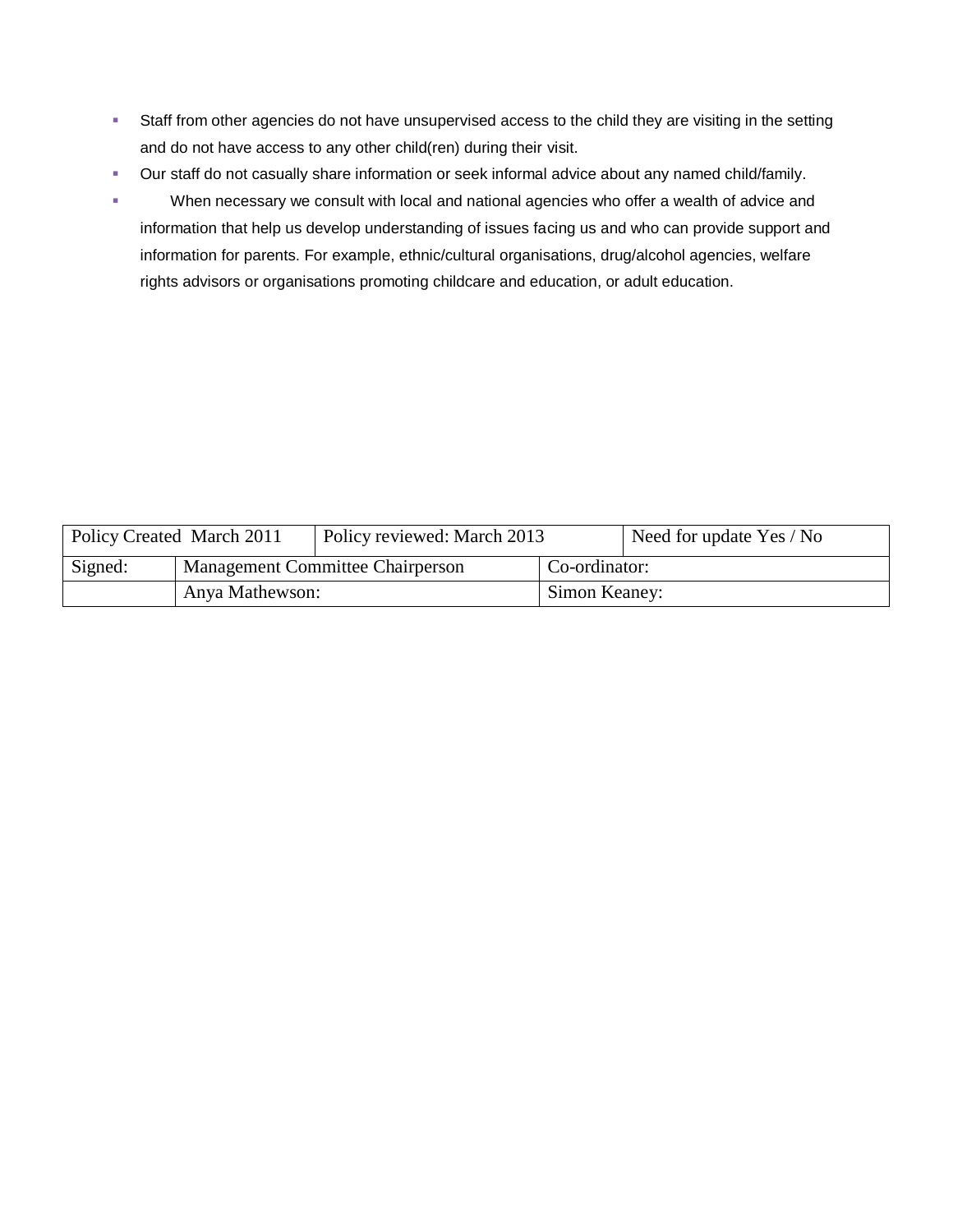- Staff from other agencies do not have unsupervised access to the child they are visiting in the setting and do not have access to any other child(ren) during their visit.
- Our staff do not casually share information or seek informal advice about any named child/family.
- When necessary we consult with local and national agencies who offer a wealth of advice and information that help us develop understanding of issues facing us and who can provide support and information for parents. For example, ethnic/cultural organisations, drug/alcohol agencies, welfare rights advisors or organisations promoting childcare and education, or adult education.

| | | | |
|---|---|---|---|
| Policy Created March 2011 | | Policy reviewed: March 2013 | Need for update Yes / No |
| Signed: | Management Committee Chairperson | Co-ordinator: | |
| | Anya Mathewson: | Simon Keaney: | |